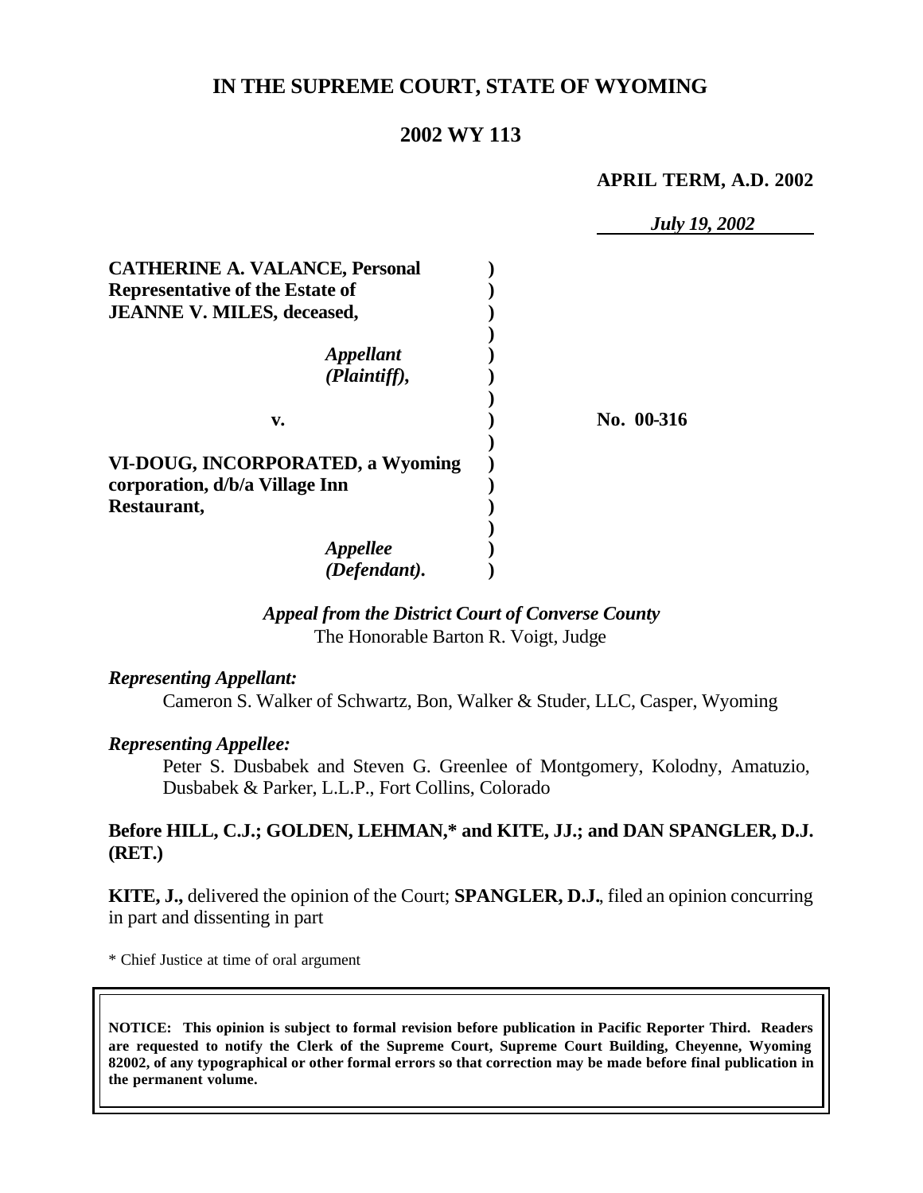# IN THE SUPREME COURT, STATE OF WYOMING

## 2002 WY 113

**APRIL TERM, A.D. 2002**

*July 19, 2002*

| | | |
|---|---|---|
| **CATHERINE A. VALANCE, Personal Representative of the Estate of JEANNE V. MILES, deceased,** | ) | |
| *Appellant (Plaintiff),* | ) | |
| **v.** | ) | **No. 00-316** |
| **VI-DOUG, INCORPORATED, a Wyoming corporation, d/b/a Village Inn Restaurant,** | ) | |
| *Appellee (Defendant).* | ) | |

***Appeal from the District Court of Converse County***
The Honorable Barton R. Voigt, Judge

***Representing Appellant:***

Cameron S. Walker of Schwartz, Bon, Walker & Studer, LLC, Casper, Wyoming

***Representing Appellee:***

Peter S. Dusbabek and Steven G. Greenlee of Montgomery, Kolodny, Amatuzio, Dusbabek & Parker, L.L.P., Fort Collins, Colorado

**Before HILL, C.J.; GOLDEN, LEHMAN,\* and KITE, JJ.; and DAN SPANGLER, D.J. (RET.)**

**KITE, J.,** delivered the opinion of the Court; **SPANGLER, D.J.**, filed an opinion concurring in part and dissenting in part

\* Chief Justice at time of oral argument

**NOTICE: This opinion is subject to formal revision before publication in Pacific Reporter Third. Readers are requested to notify the Clerk of the Supreme Court, Supreme Court Building, Cheyenne, Wyoming 82002, of any typographical or other formal errors so that correction may be made before final publication in the permanent volume.**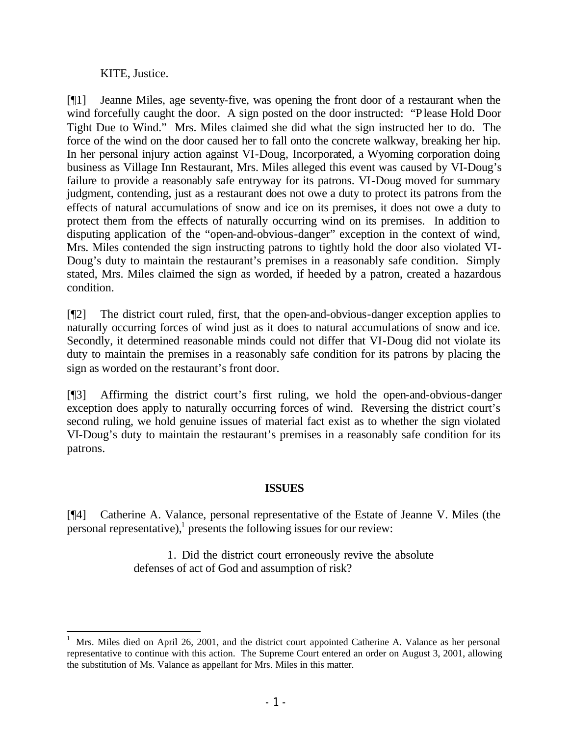KITE, Justice.

[¶1] Jeanne Miles, age seventy-five, was opening the front door of a restaurant when the wind forcefully caught the door. A sign posted on the door instructed: "Please Hold Door Tight Due to Wind." Mrs. Miles claimed she did what the sign instructed her to do. The force of the wind on the door caused her to fall onto the concrete walkway, breaking her hip. In her personal injury action against VI-Doug, Incorporated, a Wyoming corporation doing business as Village Inn Restaurant, Mrs. Miles alleged this event was caused by VI-Doug's failure to provide a reasonably safe entryway for its patrons. VI-Doug moved for summary judgment, contending, just as a restaurant does not owe a duty to protect its patrons from the effects of natural accumulations of snow and ice on its premises, it does not owe a duty to protect them from the effects of naturally occurring wind on its premises. In addition to disputing application of the "open-and-obvious-danger" exception in the context of wind, Mrs. Miles contended the sign instructing patrons to tightly hold the door also violated VI-Doug's duty to maintain the restaurant's premises in a reasonably safe condition. Simply stated, Mrs. Miles claimed the sign as worded, if heeded by a patron, created a hazardous condition.

[¶2] The district court ruled, first, that the open-and-obvious-danger exception applies to naturally occurring forces of wind just as it does to natural accumulations of snow and ice. Secondly, it determined reasonable minds could not differ that VI-Doug did not violate its duty to maintain the premises in a reasonably safe condition for its patrons by placing the sign as worded on the restaurant's front door.

[¶3] Affirming the district court's first ruling, we hold the open-and-obvious-danger exception does apply to naturally occurring forces of wind. Reversing the district court's second ruling, we hold genuine issues of material fact exist as to whether the sign violated VI-Doug's duty to maintain the restaurant's premises in a reasonably safe condition for its patrons.

**ISSUES**

[¶4] Catherine A. Valance, personal representative of the Estate of Jeanne V. Miles (the personal representative),[1] presents the following issues for our review:

> 1. Did the district court erroneously revive the absolute defenses of act of God and assumption of risk?

---

[1] Mrs. Miles died on April 26, 2001, and the district court appointed Catherine A. Valance as her personal representative to continue with this action. The Supreme Court entered an order on August 3, 2001, allowing the substitution of Ms. Valance as appellant for Mrs. Miles in this matter.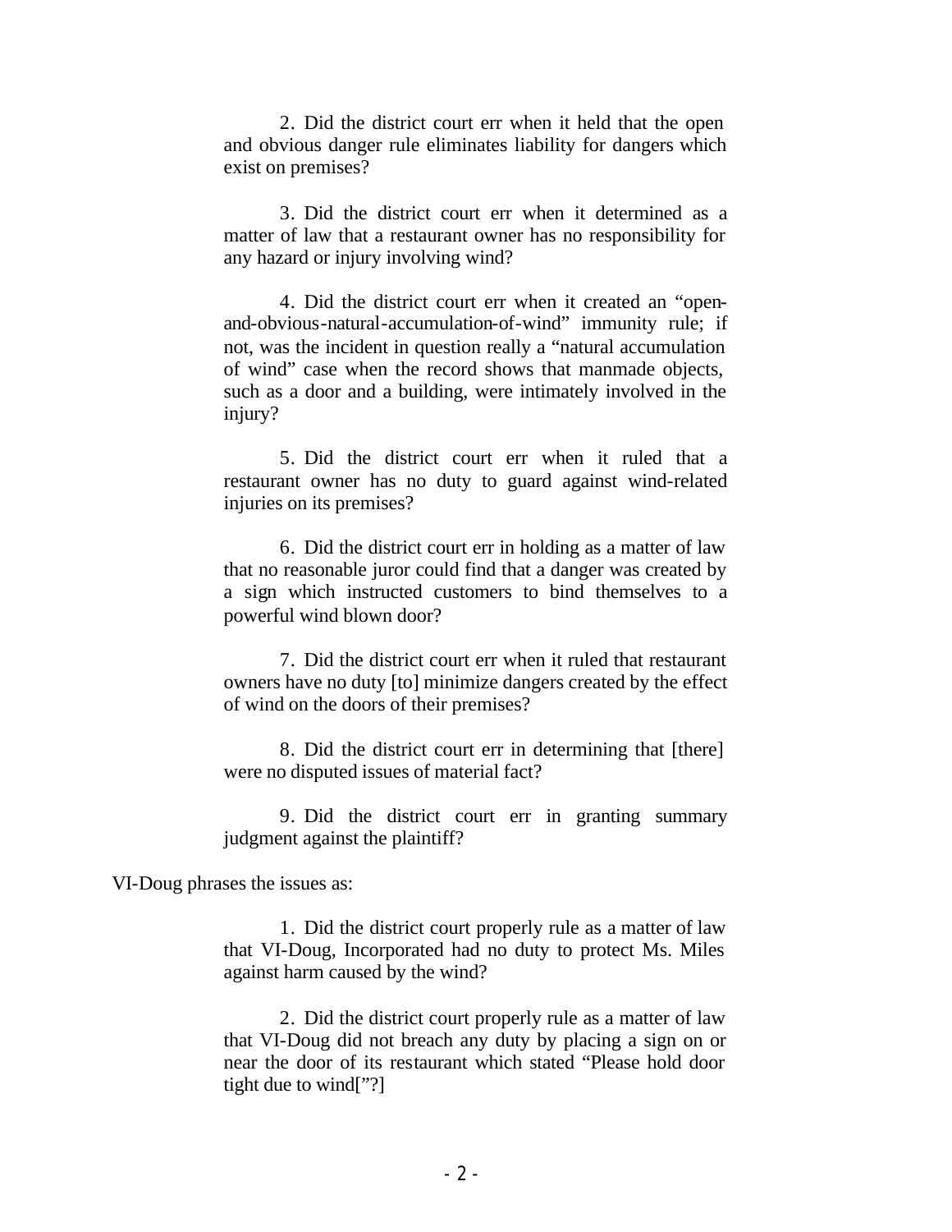2. Did the district court err when it held that the open and obvious danger rule eliminates liability for dangers which exist on premises?

3. Did the district court err when it determined as a matter of law that a restaurant owner has no responsibility for any hazard or injury involving wind?

4. Did the district court err when it created an "open-and-obvious-natural-accumulation-of-wind" immunity rule; if not, was the incident in question really a "natural accumulation of wind" case when the record shows that manmade objects, such as a door and a building, were intimately involved in the injury?

5. Did the district court err when it ruled that a restaurant owner has no duty to guard against wind-related injuries on its premises?

6. Did the district court err in holding as a matter of law that no reasonable juror could find that a danger was created by a sign which instructed customers to bind themselves to a powerful wind blown door?

7. Did the district court err when it ruled that restaurant owners have no duty [to] minimize dangers created by the effect of wind on the doors of their premises?

8. Did the district court err in determining that [there] were no disputed issues of material fact?

9. Did the district court err in granting summary judgment against the plaintiff?

VI-Doug phrases the issues as:

1. Did the district court properly rule as a matter of law that VI-Doug, Incorporated had no duty to protect Ms. Miles against harm caused by the wind?

2. Did the district court properly rule as a matter of law that VI-Doug did not breach any duty by placing a sign on or near the door of its restaurant which stated "Please hold door tight due to wind["?]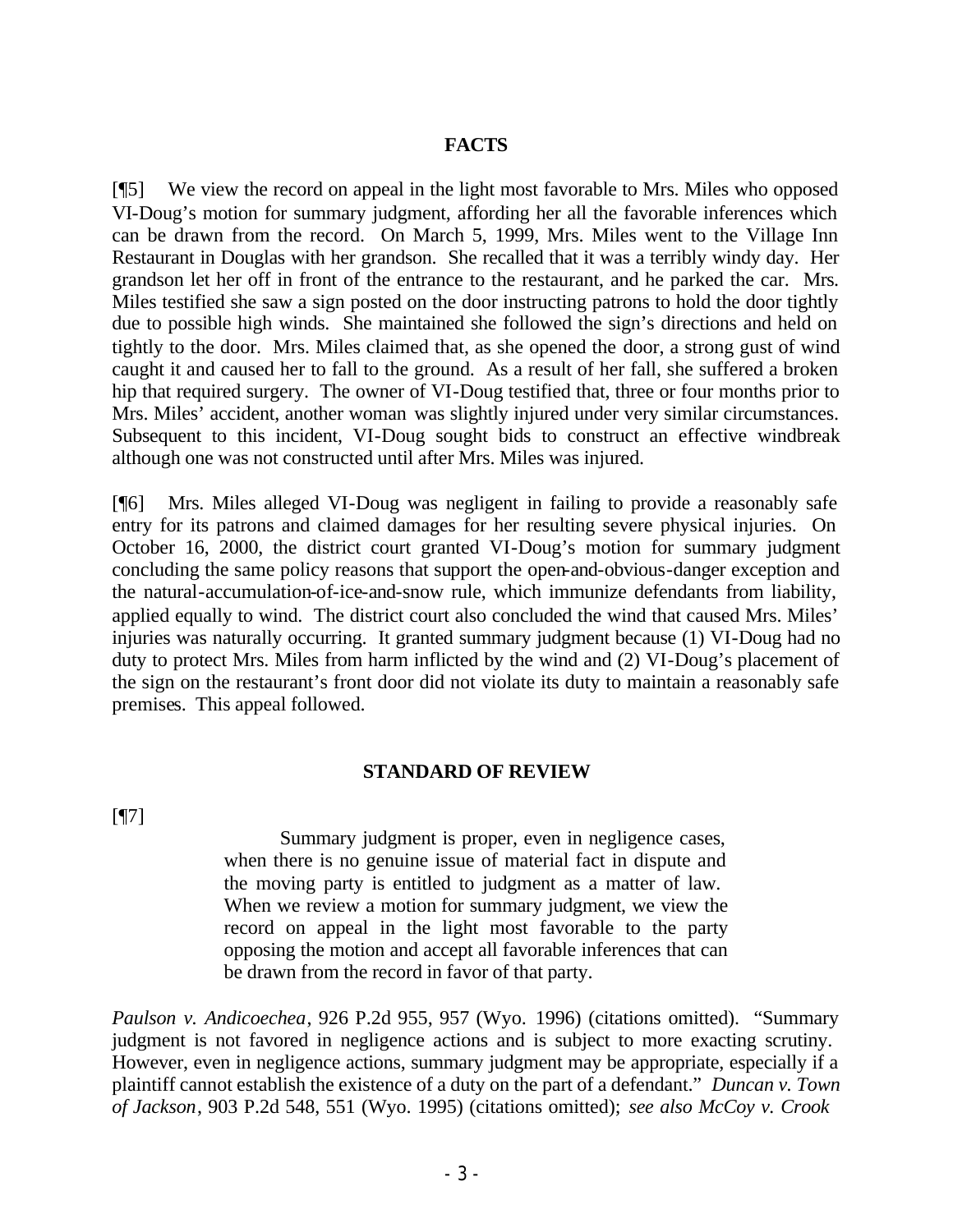## FACTS

[¶5] We view the record on appeal in the light most favorable to Mrs. Miles who opposed VI-Doug's motion for summary judgment, affording her all the favorable inferences which can be drawn from the record. On March 5, 1999, Mrs. Miles went to the Village Inn Restaurant in Douglas with her grandson. She recalled that it was a terribly windy day. Her grandson let her off in front of the entrance to the restaurant, and he parked the car. Mrs. Miles testified she saw a sign posted on the door instructing patrons to hold the door tightly due to possible high winds. She maintained she followed the sign's directions and held on tightly to the door. Mrs. Miles claimed that, as she opened the door, a strong gust of wind caught it and caused her to fall to the ground. As a result of her fall, she suffered a broken hip that required surgery. The owner of VI-Doug testified that, three or four months prior to Mrs. Miles' accident, another woman was slightly injured under very similar circumstances. Subsequent to this incident, VI-Doug sought bids to construct an effective windbreak although one was not constructed until after Mrs. Miles was injured.

[¶6] Mrs. Miles alleged VI-Doug was negligent in failing to provide a reasonably safe entry for its patrons and claimed damages for her resulting severe physical injuries. On October 16, 2000, the district court granted VI-Doug's motion for summary judgment concluding the same policy reasons that support the open-and-obvious-danger exception and the natural-accumulation-of-ice-and-snow rule, which immunize defendants from liability, applied equally to wind. The district court also concluded the wind that caused Mrs. Miles' injuries was naturally occurring. It granted summary judgment because (1) VI-Doug had no duty to protect Mrs. Miles from harm inflicted by the wind and (2) VI-Doug's placement of the sign on the restaurant's front door did not violate its duty to maintain a reasonably safe premises. This appeal followed.

## STANDARD OF REVIEW

[¶7]

> Summary judgment is proper, even in negligence cases, when there is no genuine issue of material fact in dispute and the moving party is entitled to judgment as a matter of law. When we review a motion for summary judgment, we view the record on appeal in the light most favorable to the party opposing the motion and accept all favorable inferences that can be drawn from the record in favor of that party.

*Paulson v. Andicoechea*, 926 P.2d 955, 957 (Wyo. 1996) (citations omitted). "Summary judgment is not favored in negligence actions and is subject to more exacting scrutiny. However, even in negligence actions, summary judgment may be appropriate, especially if a plaintiff cannot establish the existence of a duty on the part of a defendant." *Duncan v. Town of Jackson*, 903 P.2d 548, 551 (Wyo. 1995) (citations omitted); *see also McCoy v. Crook*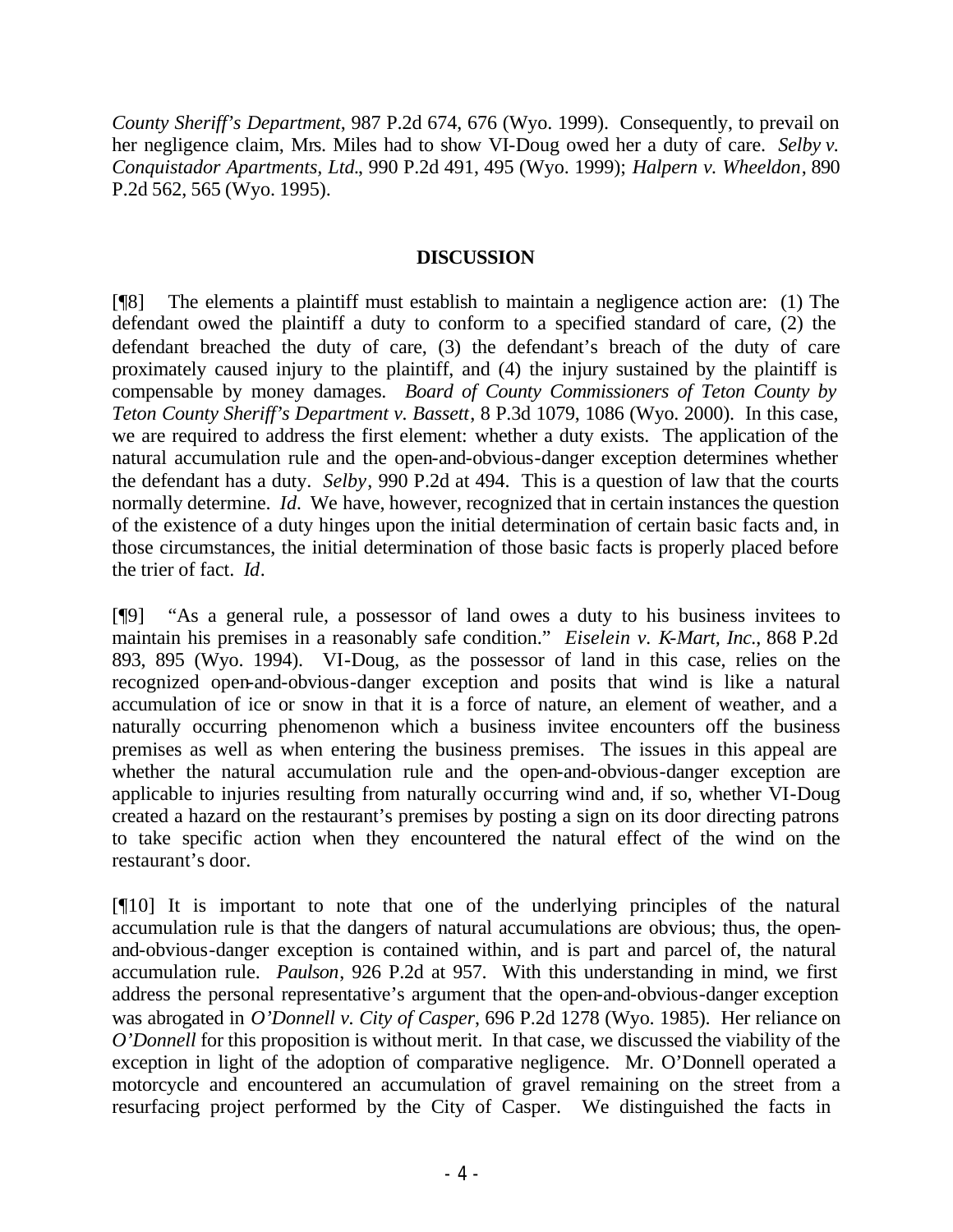*County Sheriff's Department*, 987 P.2d 674, 676 (Wyo. 1999). Consequently, to prevail on her negligence claim, Mrs. Miles had to show VI-Doug owed her a duty of care. *Selby v. Conquistador Apartments, Ltd.*, 990 P.2d 491, 495 (Wyo. 1999); *Halpern v. Wheeldon*, 890 P.2d 562, 565 (Wyo. 1995).

## DISCUSSION

[¶8] The elements a plaintiff must establish to maintain a negligence action are: (1) The defendant owed the plaintiff a duty to conform to a specified standard of care, (2) the defendant breached the duty of care, (3) the defendant's breach of the duty of care proximately caused injury to the plaintiff, and (4) the injury sustained by the plaintiff is compensable by money damages. *Board of County Commissioners of Teton County by Teton County Sheriff's Department v. Bassett*, 8 P.3d 1079, 1086 (Wyo. 2000). In this case, we are required to address the first element: whether a duty exists. The application of the natural accumulation rule and the open-and-obvious-danger exception determines whether the defendant has a duty. *Selby*, 990 P.2d at 494. This is a question of law that the courts normally determine. *Id.* We have, however, recognized that in certain instances the question of the existence of a duty hinges upon the initial determination of certain basic facts and, in those circumstances, the initial determination of those basic facts is properly placed before the trier of fact. *Id.*

[¶9] "As a general rule, a possessor of land owes a duty to his business invitees to maintain his premises in a reasonably safe condition." *Eiselein v. K-Mart, Inc.*, 868 P.2d 893, 895 (Wyo. 1994). VI-Doug, as the possessor of land in this case, relies on the recognized open-and-obvious-danger exception and posits that wind is like a natural accumulation of ice or snow in that it is a force of nature, an element of weather, and a naturally occurring phenomenon which a business invitee encounters off the business premises as well as when entering the business premises. The issues in this appeal are whether the natural accumulation rule and the open-and-obvious-danger exception are applicable to injuries resulting from naturally occurring wind and, if so, whether VI-Doug created a hazard on the restaurant's premises by posting a sign on its door directing patrons to take specific action when they encountered the natural effect of the wind on the restaurant's door.

[¶10] It is important to note that one of the underlying principles of the natural accumulation rule is that the dangers of natural accumulations are obvious; thus, the open-and-obvious-danger exception is contained within, and is part and parcel of, the natural accumulation rule. *Paulson*, 926 P.2d at 957. With this understanding in mind, we first address the personal representative's argument that the open-and-obvious-danger exception was abrogated in *O'Donnell v. City of Casper*, 696 P.2d 1278 (Wyo. 1985). Her reliance on *O'Donnell* for this proposition is without merit. In that case, we discussed the viability of the exception in light of the adoption of comparative negligence. Mr. O'Donnell operated a motorcycle and encountered an accumulation of gravel remaining on the street from a resurfacing project performed by the City of Casper. We distinguished the facts in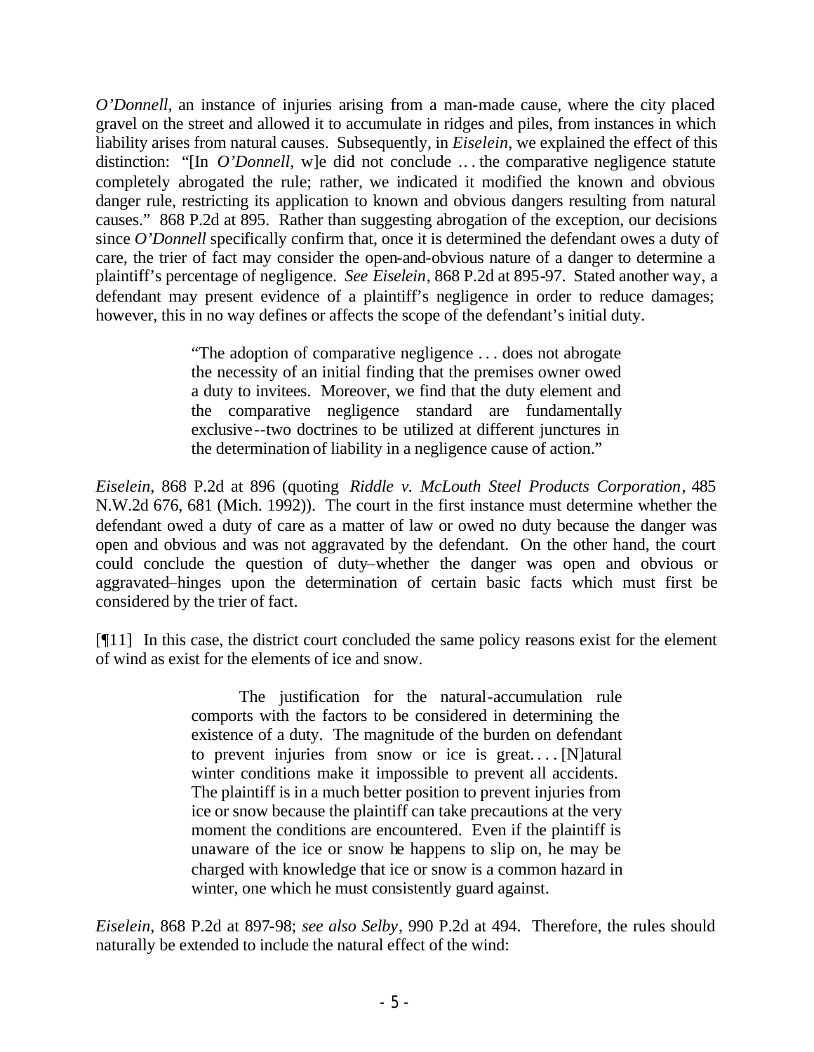*O'Donnell*, an instance of injuries arising from a man-made cause, where the city placed gravel on the street and allowed it to accumulate in ridges and piles, from instances in which liability arises from natural causes. Subsequently, in *Eiselein*, we explained the effect of this distinction: "[In *O'Donnell*, w]e did not conclude . . . the comparative negligence statute completely abrogated the rule; rather, we indicated it modified the known and obvious danger rule, restricting its application to known and obvious dangers resulting from natural causes." 868 P.2d at 895. Rather than suggesting abrogation of the exception, our decisions since *O'Donnell* specifically confirm that, once it is determined the defendant owes a duty of care, the trier of fact may consider the open-and-obvious nature of a danger to determine a plaintiff's percentage of negligence. *See Eiselein*, 868 P.2d at 895-97. Stated another way, a defendant may present evidence of a plaintiff's negligence in order to reduce damages; however, this in no way defines or affects the scope of the defendant's initial duty.

> "The adoption of comparative negligence . . . does not abrogate the necessity of an initial finding that the premises owner owed a duty to invitees. Moreover, we find that the duty element and the comparative negligence standard are fundamentally exclusive--two doctrines to be utilized at different junctures in the determination of liability in a negligence cause of action."

*Eiselein*, 868 P.2d at 896 (quoting *Riddle v. McLouth Steel Products Corporation*, 485 N.W.2d 676, 681 (Mich. 1992)). The court in the first instance must determine whether the defendant owed a duty of care as a matter of law or owed no duty because the danger was open and obvious and was not aggravated by the defendant. On the other hand, the court could conclude the question of duty–whether the danger was open and obvious or aggravated–hinges upon the determination of certain basic facts which must first be considered by the trier of fact.

[¶11] In this case, the district court concluded the same policy reasons exist for the element of wind as exist for the elements of ice and snow.

> The justification for the natural-accumulation rule comports with the factors to be considered in determining the existence of a duty. The magnitude of the burden on defendant to prevent injuries from snow or ice is great. . . . [N]atural winter conditions make it impossible to prevent all accidents. The plaintiff is in a much better position to prevent injuries from ice or snow because the plaintiff can take precautions at the very moment the conditions are encountered. Even if the plaintiff is unaware of the ice or snow he happens to slip on, he may be charged with knowledge that ice or snow is a common hazard in winter, one which he must consistently guard against.

*Eiselein*, 868 P.2d at 897-98; *see also Selby*, 990 P.2d at 494. Therefore, the rules should naturally be extended to include the natural effect of the wind: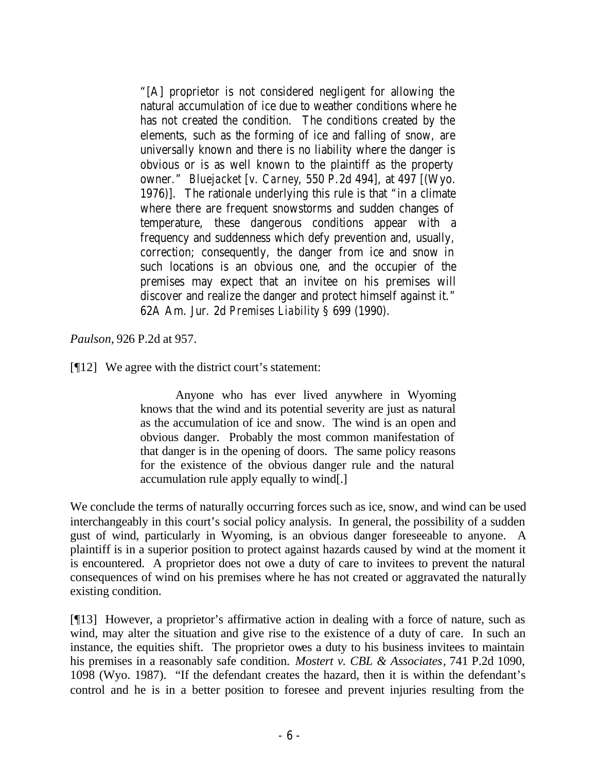> "[A] proprietor is not considered negligent for allowing the natural accumulation of ice due to weather conditions where he has not created the condition. The conditions created by the elements, such as the forming of ice and falling of snow, are universally known and there is no liability where the danger is obvious or is as well known to the plaintiff as the property owner." *Bluejacket [v. Carney*, 550 P.2d 494], at 497 [(Wyo. 1976)]. The rationale underlying this rule is that "in a climate where there are frequent snowstorms and sudden changes of temperature, these dangerous conditions appear with a frequency and suddenness which defy prevention and, usually, correction; consequently, the danger from ice and snow in such locations is an obvious one, and the occupier of the premises may expect that an invitee on his premises will discover and realize the danger and protect himself against it." 62A Am. Jur. 2d *Premises Liability* § 699 (1990).

*Paulson*, 926 P.2d at 957.

[¶12] We agree with the district court's statement:

> Anyone who has ever lived anywhere in Wyoming knows that the wind and its potential severity are just as natural as the accumulation of ice and snow. The wind is an open and obvious danger. Probably the most common manifestation of that danger is in the opening of doors. The same policy reasons for the existence of the obvious danger rule and the natural accumulation rule apply equally to wind[.]

We conclude the terms of naturally occurring forces such as ice, snow, and wind can be used interchangeably in this court's social policy analysis. In general, the possibility of a sudden gust of wind, particularly in Wyoming, is an obvious danger foreseeable to anyone. A plaintiff is in a superior position to protect against hazards caused by wind at the moment it is encountered. A proprietor does not owe a duty of care to invitees to prevent the natural consequences of wind on his premises where he has not created or aggravated the naturally existing condition.

[¶13] However, a proprietor's affirmative action in dealing with a force of nature, such as wind, may alter the situation and give rise to the existence of a duty of care. In such an instance, the equities shift. The proprietor owes a duty to his business invitees to maintain his premises in a reasonably safe condition. *Mostert v. CBL & Associates*, 741 P.2d 1090, 1098 (Wyo. 1987). "If the defendant creates the hazard, then it is within the defendant's control and he is in a better position to foresee and prevent injuries resulting from the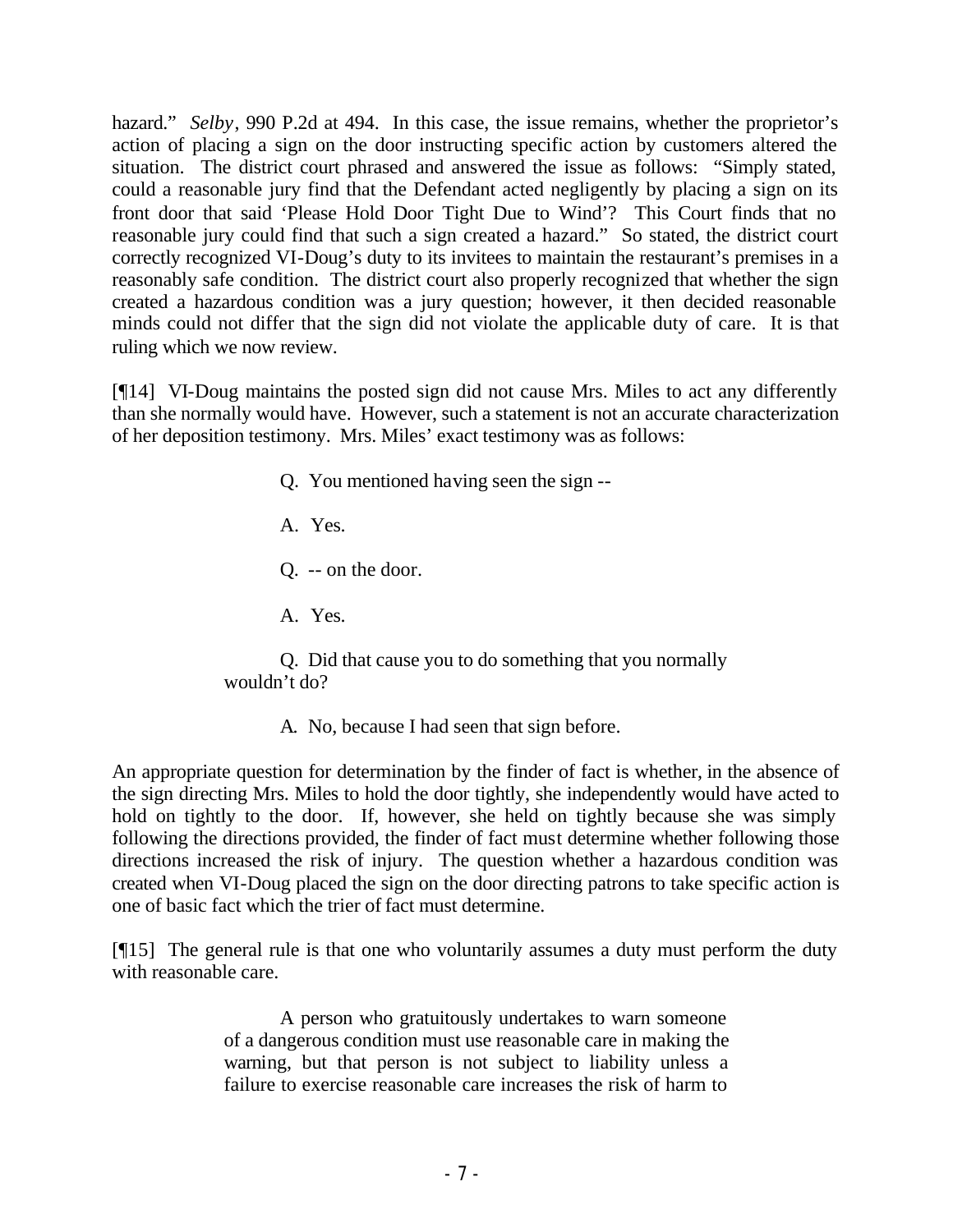hazard." *Selby*, 990 P.2d at 494. In this case, the issue remains, whether the proprietor's action of placing a sign on the door instructing specific action by customers altered the situation. The district court phrased and answered the issue as follows: "Simply stated, could a reasonable jury find that the Defendant acted negligently by placing a sign on its front door that said 'Please Hold Door Tight Due to Wind'? This Court finds that no reasonable jury could find that such a sign created a hazard." So stated, the district court correctly recognized VI-Doug's duty to its invitees to maintain the restaurant's premises in a reasonably safe condition. The district court also properly recognized that whether the sign created a hazardous condition was a jury question; however, it then decided reasonable minds could not differ that the sign did not violate the applicable duty of care. It is that ruling which we now review.

[¶14] VI-Doug maintains the posted sign did not cause Mrs. Miles to act any differently than she normally would have. However, such a statement is not an accurate characterization of her deposition testimony. Mrs. Miles' exact testimony was as follows:

> Q. You mentioned having seen the sign --
>
> A. Yes.
>
> Q. -- on the door.
>
> A. Yes.
>
> Q. Did that cause you to do something that you normally wouldn't do?
>
> A. No, because I had seen that sign before.

An appropriate question for determination by the finder of fact is whether, in the absence of the sign directing Mrs. Miles to hold the door tightly, she independently would have acted to hold on tightly to the door. If, however, she held on tightly because she was simply following the directions provided, the finder of fact must determine whether following those directions increased the risk of injury. The question whether a hazardous condition was created when VI-Doug placed the sign on the door directing patrons to take specific action is one of basic fact which the trier of fact must determine.

[¶15] The general rule is that one who voluntarily assumes a duty must perform the duty with reasonable care.

> A person who gratuitously undertakes to warn someone of a dangerous condition must use reasonable care in making the warning, but that person is not subject to liability unless a failure to exercise reasonable care increases the risk of harm to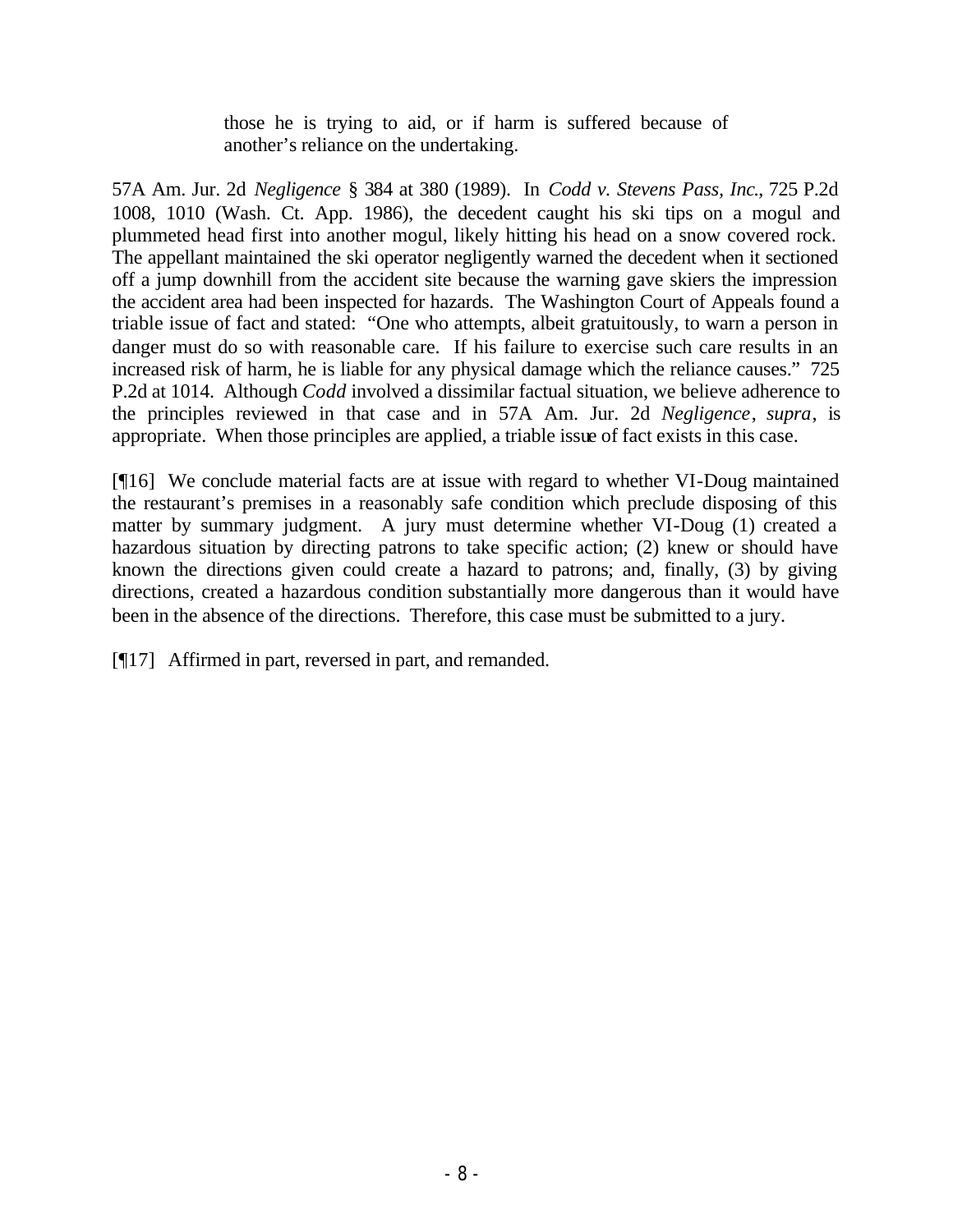> those he is trying to aid, or if harm is suffered because of another's reliance on the undertaking.

57A Am. Jur. 2d *Negligence* § 384 at 380 (1989). In *Codd v. Stevens Pass, Inc.*, 725 P.2d 1008, 1010 (Wash. Ct. App. 1986), the decedent caught his ski tips on a mogul and plummeted head first into another mogul, likely hitting his head on a snow covered rock. The appellant maintained the ski operator negligently warned the decedent when it sectioned off a jump downhill from the accident site because the warning gave skiers the impression the accident area had been inspected for hazards. The Washington Court of Appeals found a triable issue of fact and stated: "One who attempts, albeit gratuitously, to warn a person in danger must do so with reasonable care. If his failure to exercise such care results in an increased risk of harm, he is liable for any physical damage which the reliance causes." 725 P.2d at 1014. Although *Codd* involved a dissimilar factual situation, we believe adherence to the principles reviewed in that case and in 57A Am. Jur. 2d *Negligence*, *supra*, is appropriate. When those principles are applied, a triable issue of fact exists in this case.

[¶16] We conclude material facts are at issue with regard to whether VI-Doug maintained the restaurant's premises in a reasonably safe condition which preclude disposing of this matter by summary judgment. A jury must determine whether VI-Doug (1) created a hazardous situation by directing patrons to take specific action; (2) knew or should have known the directions given could create a hazard to patrons; and, finally, (3) by giving directions, created a hazardous condition substantially more dangerous than it would have been in the absence of the directions. Therefore, this case must be submitted to a jury.

[¶17] Affirmed in part, reversed in part, and remanded.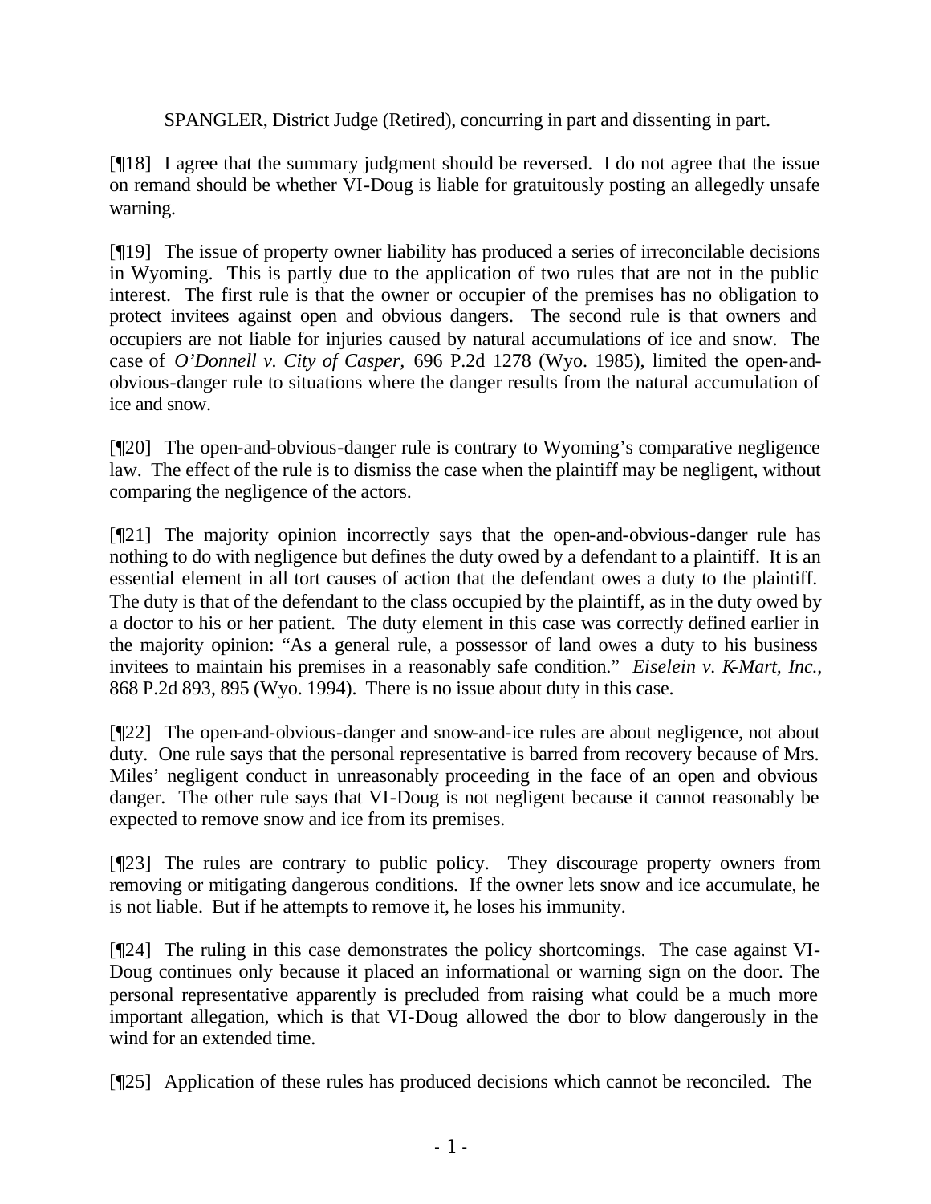SPANGLER, District Judge (Retired), concurring in part and dissenting in part.

[¶18] I agree that the summary judgment should be reversed. I do not agree that the issue on remand should be whether VI-Doug is liable for gratuitously posting an allegedly unsafe warning.

[¶19] The issue of property owner liability has produced a series of irreconcilable decisions in Wyoming. This is partly due to the application of two rules that are not in the public interest. The first rule is that the owner or occupier of the premises has no obligation to protect invitees against open and obvious dangers. The second rule is that owners and occupiers are not liable for injuries caused by natural accumulations of ice and snow. The case of *O'Donnell v. City of Casper*, 696 P.2d 1278 (Wyo. 1985), limited the open-and-obvious-danger rule to situations where the danger results from the natural accumulation of ice and snow.

[¶20] The open-and-obvious-danger rule is contrary to Wyoming's comparative negligence law. The effect of the rule is to dismiss the case when the plaintiff may be negligent, without comparing the negligence of the actors.

[¶21] The majority opinion incorrectly says that the open-and-obvious-danger rule has nothing to do with negligence but defines the duty owed by a defendant to a plaintiff. It is an essential element in all tort causes of action that the defendant owes a duty to the plaintiff. The duty is that of the defendant to the class occupied by the plaintiff, as in the duty owed by a doctor to his or her patient. The duty element in this case was correctly defined earlier in the majority opinion: "As a general rule, a possessor of land owes a duty to his business invitees to maintain his premises in a reasonably safe condition." *Eiselein v. K-Mart, Inc.*, 868 P.2d 893, 895 (Wyo. 1994). There is no issue about duty in this case.

[¶22] The open-and-obvious-danger and snow-and-ice rules are about negligence, not about duty. One rule says that the personal representative is barred from recovery because of Mrs. Miles' negligent conduct in unreasonably proceeding in the face of an open and obvious danger. The other rule says that VI-Doug is not negligent because it cannot reasonably be expected to remove snow and ice from its premises.

[¶23] The rules are contrary to public policy. They discourage property owners from removing or mitigating dangerous conditions. If the owner lets snow and ice accumulate, he is not liable. But if he attempts to remove it, he loses his immunity.

[¶24] The ruling in this case demonstrates the policy shortcomings. The case against VI-Doug continues only because it placed an informational or warning sign on the door. The personal representative apparently is precluded from raising what could be a much more important allegation, which is that VI-Doug allowed the door to blow dangerously in the wind for an extended time.

[¶25] Application of these rules has produced decisions which cannot be reconciled. The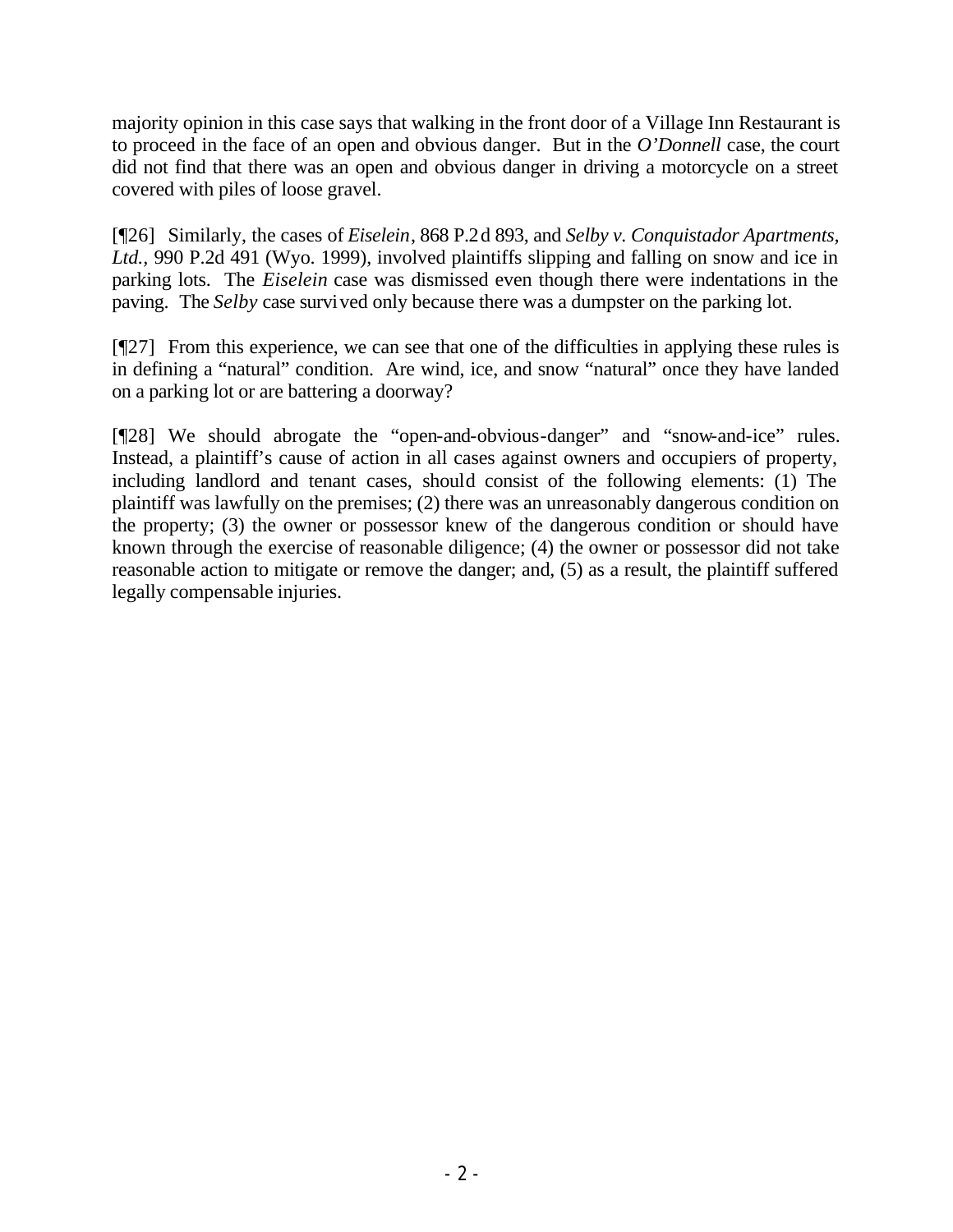majority opinion in this case says that walking in the front door of a Village Inn Restaurant is to proceed in the face of an open and obvious danger. But in the *O'Donnell* case, the court did not find that there was an open and obvious danger in driving a motorcycle on a street covered with piles of loose gravel.

[¶26] Similarly, the cases of *Eiselein*, 868 P.2d 893, and *Selby v. Conquistador Apartments, Ltd.*, 990 P.2d 491 (Wyo. 1999), involved plaintiffs slipping and falling on snow and ice in parking lots. The *Eiselein* case was dismissed even though there were indentations in the paving. The *Selby* case survived only because there was a dumpster on the parking lot.

[¶27] From this experience, we can see that one of the difficulties in applying these rules is in defining a "natural" condition. Are wind, ice, and snow "natural" once they have landed on a parking lot or are battering a doorway?

[¶28] We should abrogate the "open-and-obvious-danger" and "snow-and-ice" rules. Instead, a plaintiff's cause of action in all cases against owners and occupiers of property, including landlord and tenant cases, should consist of the following elements: (1) The plaintiff was lawfully on the premises; (2) there was an unreasonably dangerous condition on the property; (3) the owner or possessor knew of the dangerous condition or should have known through the exercise of reasonable diligence; (4) the owner or possessor did not take reasonable action to mitigate or remove the danger; and, (5) as a result, the plaintiff suffered legally compensable injuries.